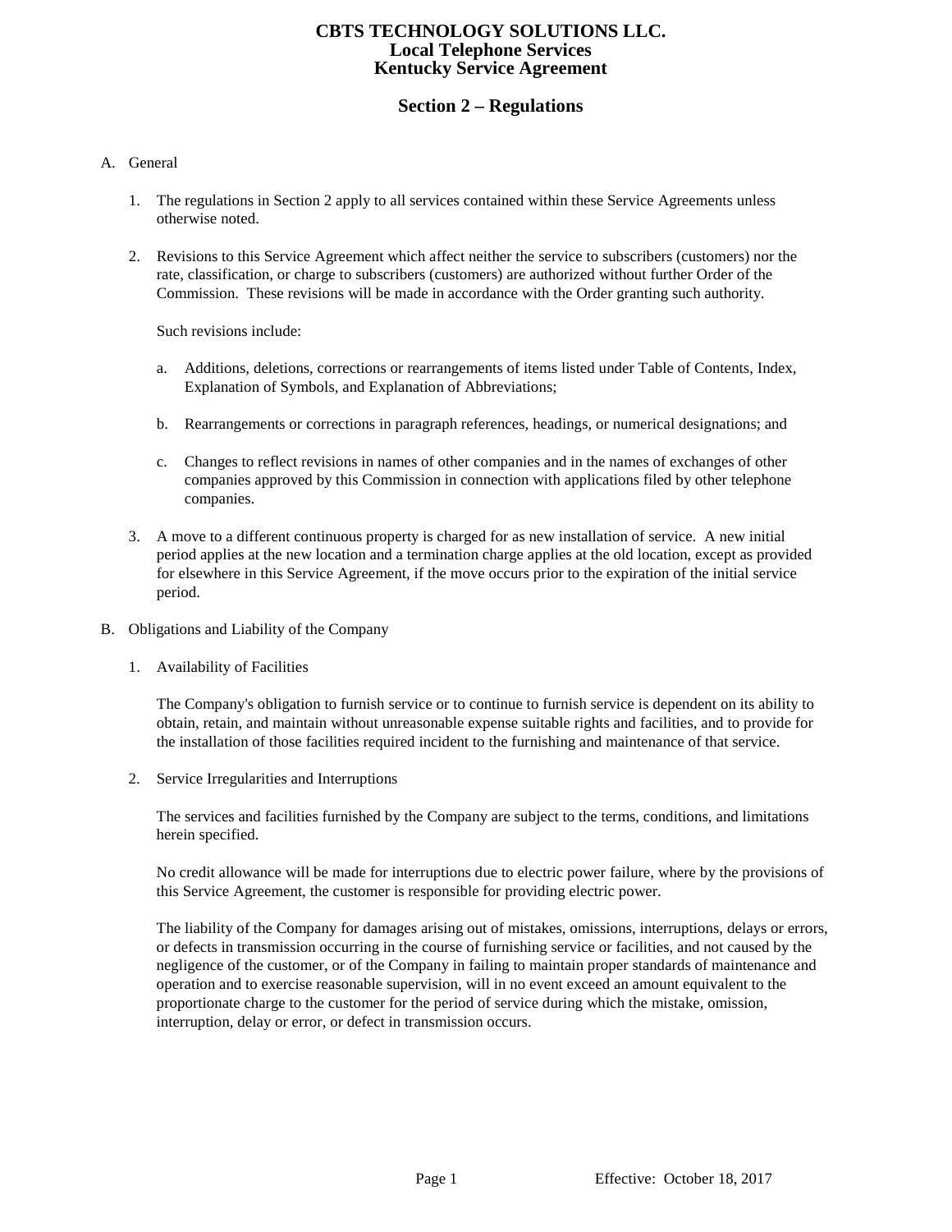# CBTS TECHNOLOGY SOLUTIONS LLC.
## Local Telephone Services
## Kentucky Service Agreement

## Section 2 – Regulations

A. General

1. The regulations in Section 2 apply to all services contained within these Service Agreements unless otherwise noted.

2. Revisions to this Service Agreement which affect neither the service to subscribers (customers) nor the rate, classification, or charge to subscribers (customers) are authorized without further Order of the Commission. These revisions will be made in accordance with the Order granting such authority.

   Such revisions include:

   a. Additions, deletions, corrections or rearrangements of items listed under Table of Contents, Index, Explanation of Symbols, and Explanation of Abbreviations;

   b. Rearrangements or corrections in paragraph references, headings, or numerical designations; and

   c. Changes to reflect revisions in names of other companies and in the names of exchanges of other companies approved by this Commission in connection with applications filed by other telephone companies.

3. A move to a different continuous property is charged for as new installation of service. A new initial period applies at the new location and a termination charge applies at the old location, except as provided for elsewhere in this Service Agreement, if the move occurs prior to the expiration of the initial service period.

B. Obligations and Liability of the Company

1. Availability of Facilities

   The Company's obligation to furnish service or to continue to furnish service is dependent on its ability to obtain, retain, and maintain without unreasonable expense suitable rights and facilities, and to provide for the installation of those facilities required incident to the furnishing and maintenance of that service.

2. Service Irregularities and Interruptions

   The services and facilities furnished by the Company are subject to the terms, conditions, and limitations herein specified.

   No credit allowance will be made for interruptions due to electric power failure, where by the provisions of this Service Agreement, the customer is responsible for providing electric power.

   The liability of the Company for damages arising out of mistakes, omissions, interruptions, delays or errors, or defects in transmission occurring in the course of furnishing service or facilities, and not caused by the negligence of the customer, or of the Company in failing to maintain proper standards of maintenance and operation and to exercise reasonable supervision, will in no event exceed an amount equivalent to the proportionate charge to the customer for the period of service during which the mistake, omission, interruption, delay or error, or defect in transmission occurs.

Effective: October 18, 2017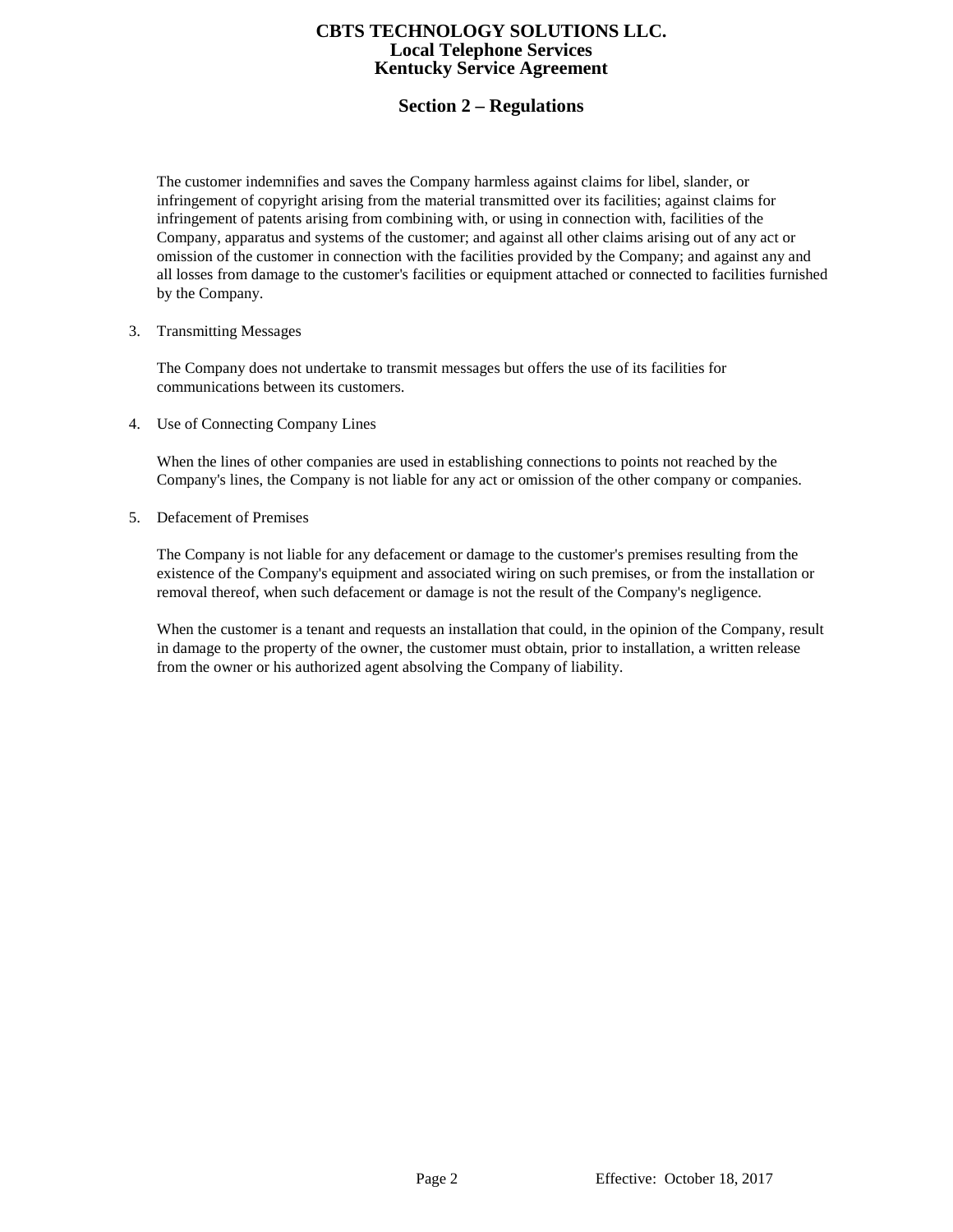The customer indemnifies and saves the Company harmless against claims for libel, slander, or infringement of copyright arising from the material transmitted over its facilities; against claims for infringement of patents arising from combining with, or using in connection with, facilities of the Company, apparatus and systems of the customer; and against all other claims arising out of any act or omission of the customer in connection with the facilities provided by the Company; and against any and all losses from damage to the customer's facilities or equipment attached or connected to facilities furnished by the Company.

3. Transmitting Messages

   The Company does not undertake to transmit messages but offers the use of its facilities for communications between its customers.

4. Use of Connecting Company Lines

   When the lines of other companies are used in establishing connections to points not reached by the Company's lines, the Company is not liable for any act or omission of the other company or companies.

5. Defacement of Premises

   The Company is not liable for any defacement or damage to the customer's premises resulting from the existence of the Company's equipment and associated wiring on such premises, or from the installation or removal thereof, when such defacement or damage is not the result of the Company's negligence.

   When the customer is a tenant and requests an installation that could, in the opinion of the Company, result in damage to the property of the owner, the customer must obtain, prior to installation, a written release from the owner or his authorized agent absolving the Company of liability.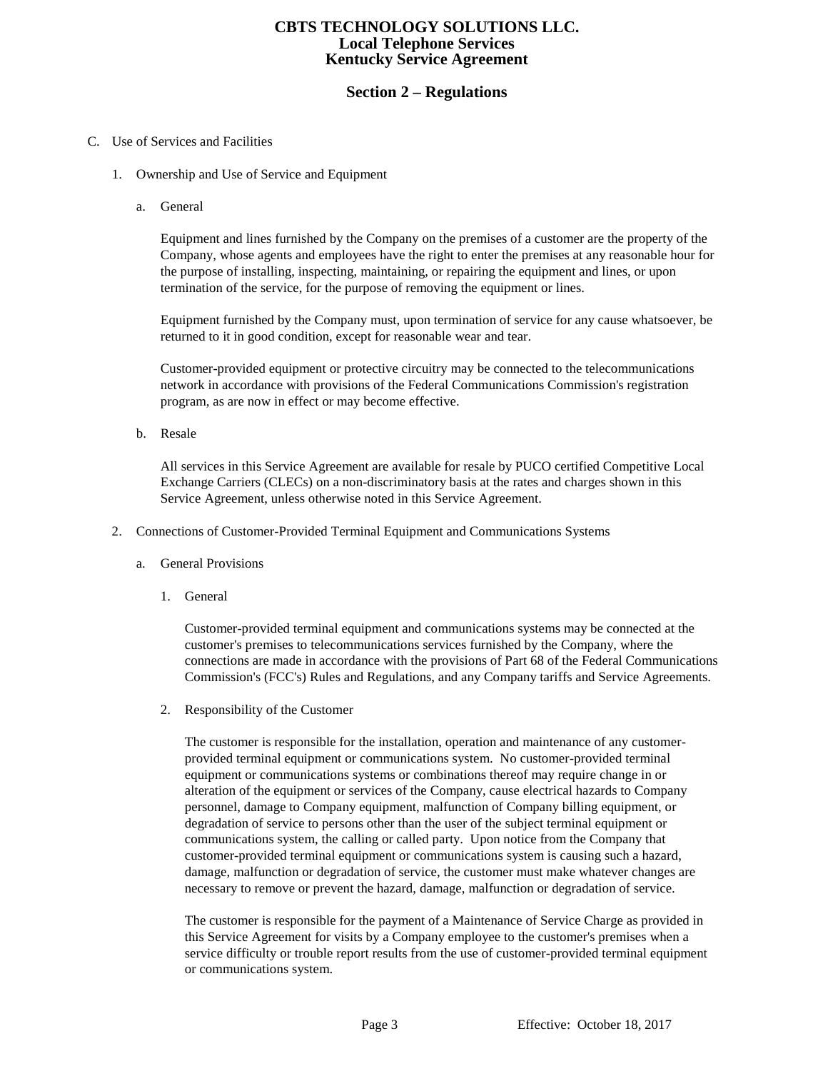# CBTS TECHNOLOGY SOLUTIONS LLC.
## Local Telephone Services
## Kentucky Service Agreement

## Section 2 – Regulations

C. Use of Services and Facilities

1. Ownership and Use of Service and Equipment

   a. General

      Equipment and lines furnished by the Company on the premises of a customer are the property of the Company, whose agents and employees have the right to enter the premises at any reasonable hour for the purpose of installing, inspecting, maintaining, or repairing the equipment and lines, or upon termination of the service, for the purpose of removing the equipment or lines.

      Equipment furnished by the Company must, upon termination of service for any cause whatsoever, be returned to it in good condition, except for reasonable wear and tear.

      Customer-provided equipment or protective circuitry may be connected to the telecommunications network in accordance with provisions of the Federal Communications Commission's registration program, as are now in effect or may become effective.

   b. Resale

      All services in this Service Agreement are available for resale by PUCO certified Competitive Local Exchange Carriers (CLECs) on a non-discriminatory basis at the rates and charges shown in this Service Agreement, unless otherwise noted in this Service Agreement.

2. Connections of Customer-Provided Terminal Equipment and Communications Systems

   a. General Provisions

      1. General

         Customer-provided terminal equipment and communications systems may be connected at the customer's premises to telecommunications services furnished by the Company, where the connections are made in accordance with the provisions of Part 68 of the Federal Communications Commission's (FCC's) Rules and Regulations, and any Company tariffs and Service Agreements.

      2. Responsibility of the Customer

         The customer is responsible for the installation, operation and maintenance of any customer-provided terminal equipment or communications system. No customer-provided terminal equipment or communications systems or combinations thereof may require change in or alteration of the equipment or services of the Company, cause electrical hazards to Company personnel, damage to Company equipment, malfunction of Company billing equipment, or degradation of service to persons other than the user of the subject terminal equipment or communications system, the calling or called party. Upon notice from the Company that customer-provided terminal equipment or communications system is causing such a hazard, damage, malfunction or degradation of service, the customer must make whatever changes are necessary to remove or prevent the hazard, damage, malfunction or degradation of service.

         The customer is responsible for the payment of a Maintenance of Service Charge as provided in this Service Agreement for visits by a Company employee to the customer's premises when a service difficulty or trouble report results from the use of customer-provided terminal equipment or communications system.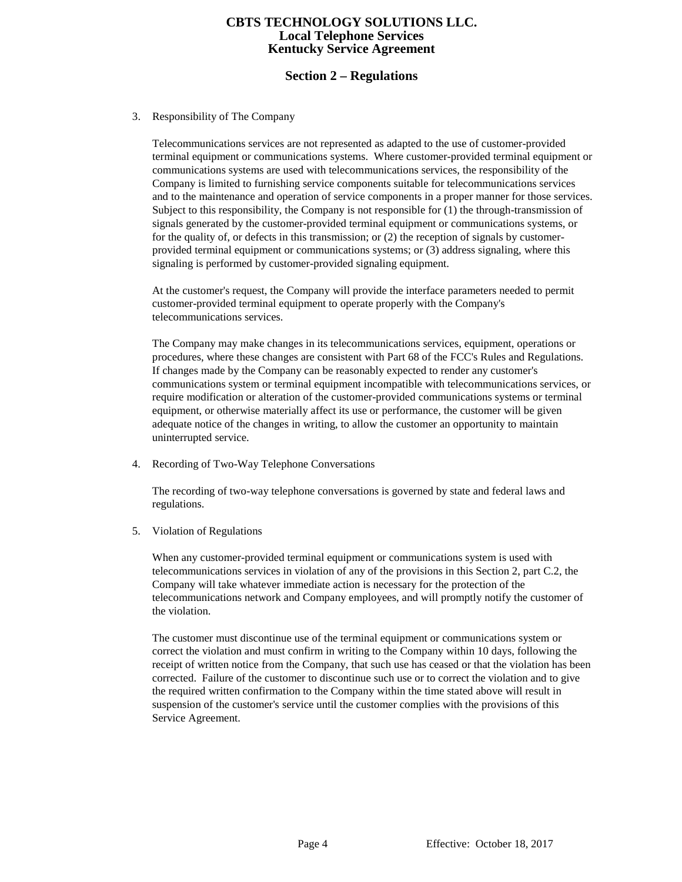3. Responsibility of The Company

   Telecommunications services are not represented as adapted to the use of customer-provided terminal equipment or communications systems. Where customer-provided terminal equipment or communications systems are used with telecommunications services, the responsibility of the Company is limited to furnishing service components suitable for telecommunications services and to the maintenance and operation of service components in a proper manner for those services. Subject to this responsibility, the Company is not responsible for (1) the through-transmission of signals generated by the customer-provided terminal equipment or communications systems, or for the quality of, or defects in this transmission; or (2) the reception of signals by customer-provided terminal equipment or communications systems; or (3) address signaling, where this signaling is performed by customer-provided signaling equipment.

   At the customer's request, the Company will provide the interface parameters needed to permit customer-provided terminal equipment to operate properly with the Company's telecommunications services.

   The Company may make changes in its telecommunications services, equipment, operations or procedures, where these changes are consistent with Part 68 of the FCC's Rules and Regulations. If changes made by the Company can be reasonably expected to render any customer's communications system or terminal equipment incompatible with telecommunications services, or require modification or alteration of the customer-provided communications systems or terminal equipment, or otherwise materially affect its use or performance, the customer will be given adequate notice of the changes in writing, to allow the customer an opportunity to maintain uninterrupted service.

4. Recording of Two-Way Telephone Conversations

   The recording of two-way telephone conversations is governed by state and federal laws and regulations.

5. Violation of Regulations

   When any customer-provided terminal equipment or communications system is used with telecommunications services in violation of any of the provisions in this Section 2, part C.2, the Company will take whatever immediate action is necessary for the protection of the telecommunications network and Company employees, and will promptly notify the customer of the violation.

   The customer must discontinue use of the terminal equipment or communications system or correct the violation and must confirm in writing to the Company within 10 days, following the receipt of written notice from the Company, that such use has ceased or that the violation has been corrected. Failure of the customer to discontinue such use or to correct the violation and to give the required written confirmation to the Company within the time stated above will result in suspension of the customer's service until the customer complies with the provisions of this Service Agreement.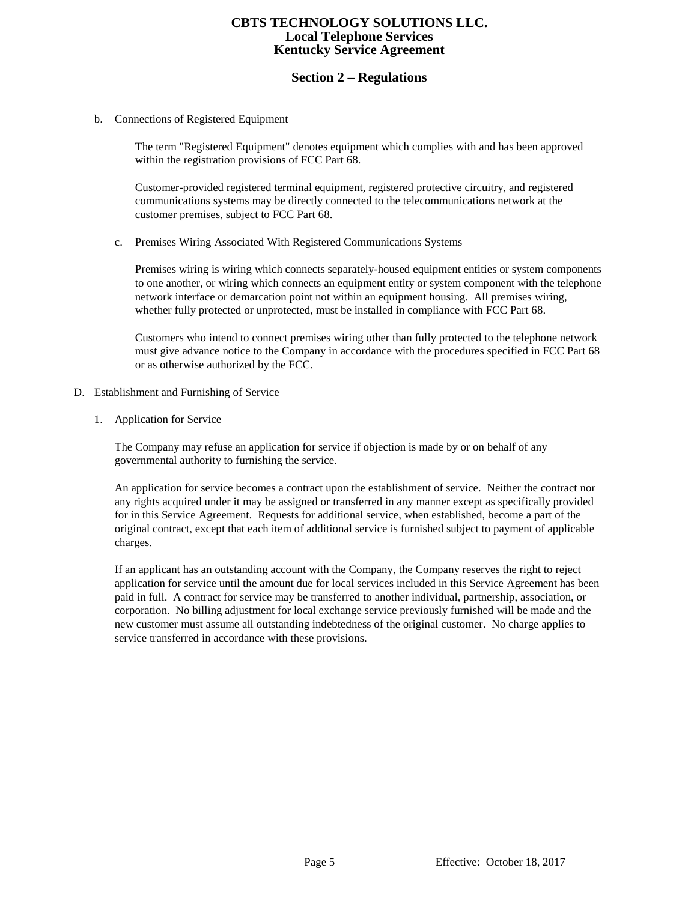b. Connections of Registered Equipment

The term "Registered Equipment" denotes equipment which complies with and has been approved within the registration provisions of FCC Part 68.

Customer-provided registered terminal equipment, registered protective circuitry, and registered communications systems may be directly connected to the telecommunications network at the customer premises, subject to FCC Part 68.

c. Premises Wiring Associated With Registered Communications Systems

Premises wiring is wiring which connects separately-housed equipment entities or system components to one another, or wiring which connects an equipment entity or system component with the telephone network interface or demarcation point not within an equipment housing. All premises wiring, whether fully protected or unprotected, must be installed in compliance with FCC Part 68.

Customers who intend to connect premises wiring other than fully protected to the telephone network must give advance notice to the Company in accordance with the procedures specified in FCC Part 68 or as otherwise authorized by the FCC.

D. Establishment and Furnishing of Service

1. Application for Service

The Company may refuse an application for service if objection is made by or on behalf of any governmental authority to furnishing the service.

An application for service becomes a contract upon the establishment of service. Neither the contract nor any rights acquired under it may be assigned or transferred in any manner except as specifically provided for in this Service Agreement. Requests for additional service, when established, become a part of the original contract, except that each item of additional service is furnished subject to payment of applicable charges.

If an applicant has an outstanding account with the Company, the Company reserves the right to reject application for service until the amount due for local services included in this Service Agreement has been paid in full. A contract for service may be transferred to another individual, partnership, association, or corporation. No billing adjustment for local exchange service previously furnished will be made and the new customer must assume all outstanding indebtedness of the original customer. No charge applies to service transferred in accordance with these provisions.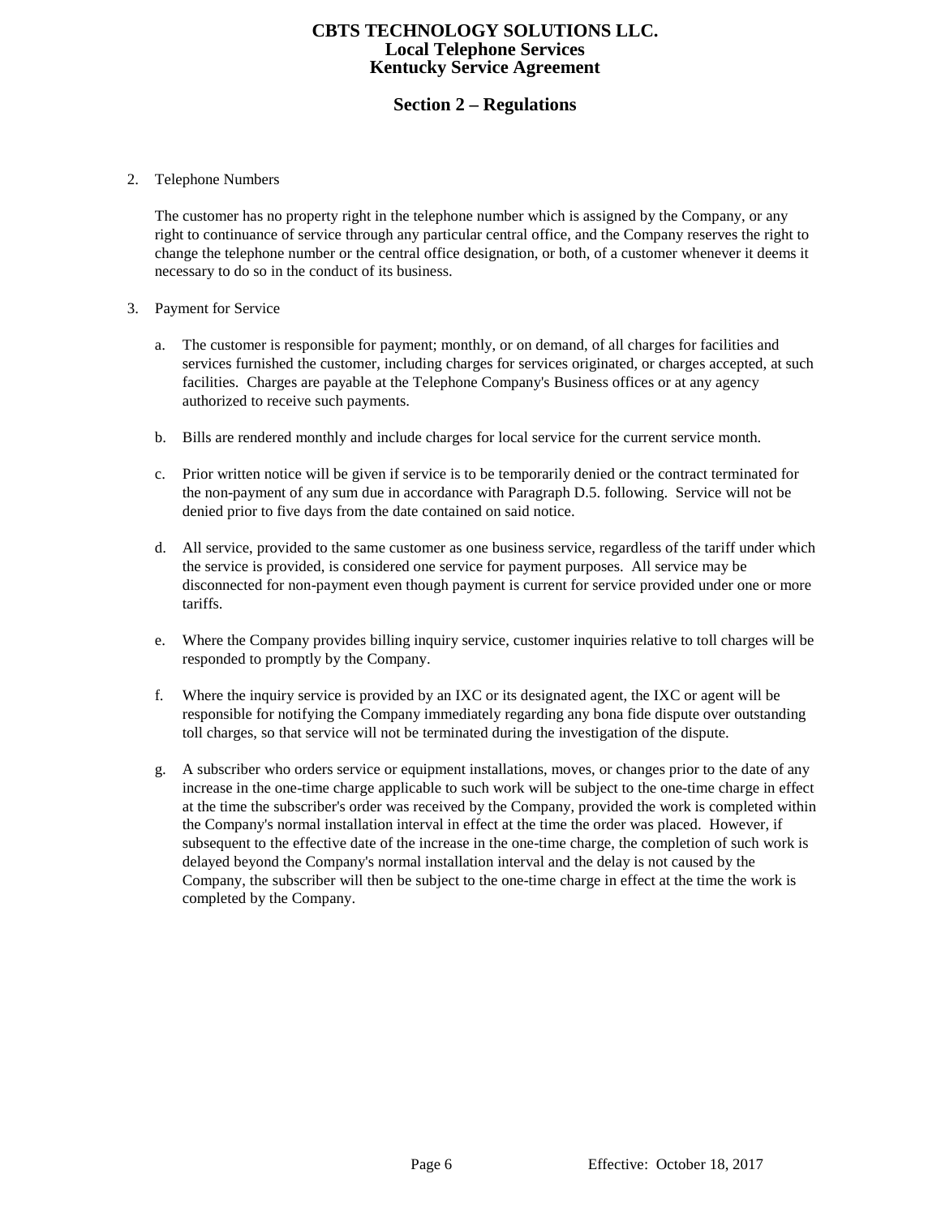2. Telephone Numbers

   The customer has no property right in the telephone number which is assigned by the Company, or any right to continuance of service through any particular central office, and the Company reserves the right to change the telephone number or the central office designation, or both, of a customer whenever it deems it necessary to do so in the conduct of its business.

3. Payment for Service

   a. The customer is responsible for payment; monthly, or on demand, of all charges for facilities and services furnished the customer, including charges for services originated, or charges accepted, at such facilities. Charges are payable at the Telephone Company's Business offices or at any agency authorized to receive such payments.

   b. Bills are rendered monthly and include charges for local service for the current service month.

   c. Prior written notice will be given if service is to be temporarily denied or the contract terminated for the non-payment of any sum due in accordance with Paragraph D.5. following. Service will not be denied prior to five days from the date contained on said notice.

   d. All service, provided to the same customer as one business service, regardless of the tariff under which the service is provided, is considered one service for payment purposes. All service may be disconnected for non-payment even though payment is current for service provided under one or more tariffs.

   e. Where the Company provides billing inquiry service, customer inquiries relative to toll charges will be responded to promptly by the Company.

   f. Where the inquiry service is provided by an IXC or its designated agent, the IXC or agent will be responsible for notifying the Company immediately regarding any bona fide dispute over outstanding toll charges, so that service will not be terminated during the investigation of the dispute.

   g. A subscriber who orders service or equipment installations, moves, or changes prior to the date of any increase in the one-time charge applicable to such work will be subject to the one-time charge in effect at the time the subscriber's order was received by the Company, provided the work is completed within the Company's normal installation interval in effect at the time the order was placed. However, if subsequent to the effective date of the increase in the one-time charge, the completion of such work is delayed beyond the Company's normal installation interval and the delay is not caused by the Company, the subscriber will then be subject to the one-time charge in effect at the time the work is completed by the Company.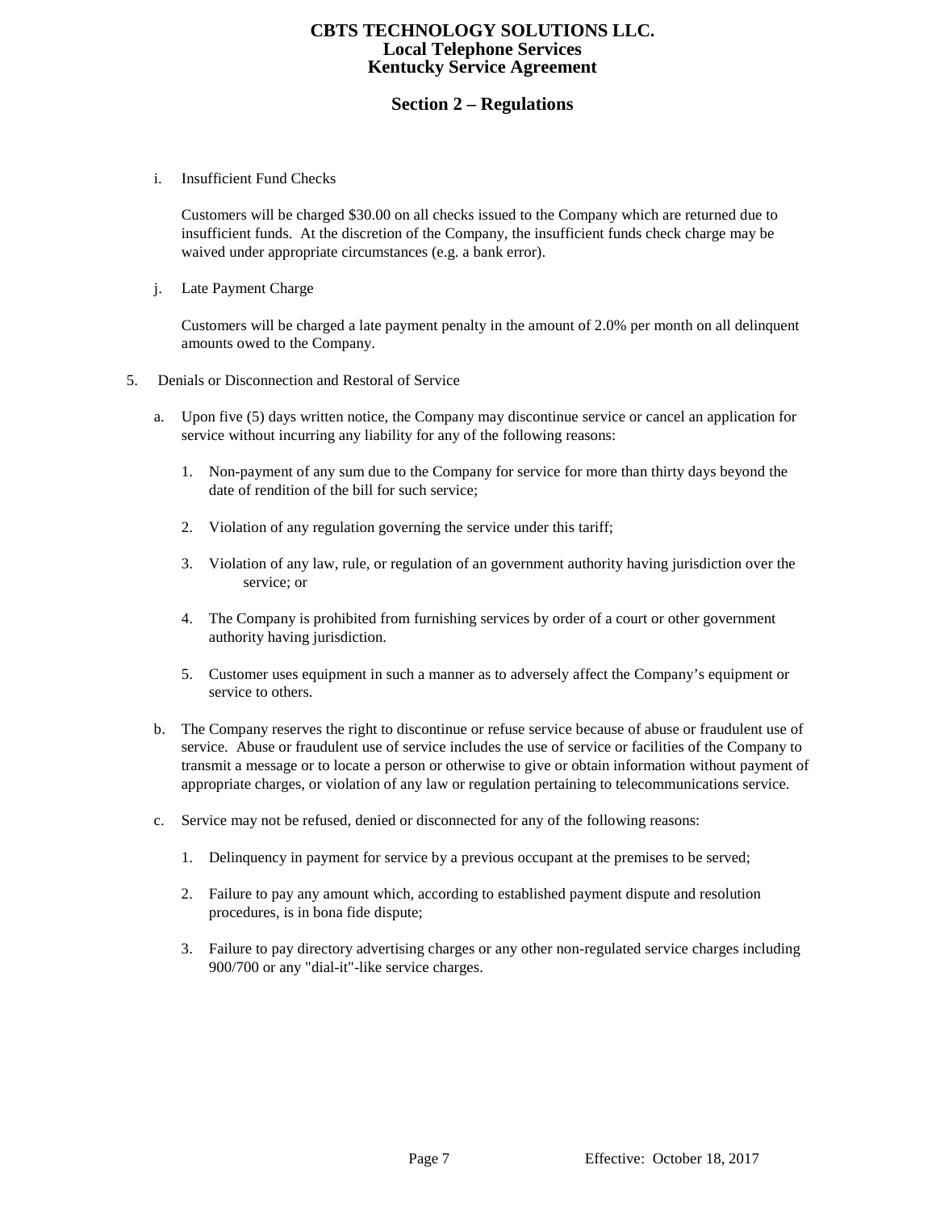i. Insufficient Fund Checks

   Customers will be charged $30.00 on all checks issued to the Company which are returned due to insufficient funds. At the discretion of the Company, the insufficient funds check charge may be waived under appropriate circumstances (e.g. a bank error).

j. Late Payment Charge

   Customers will be charged a late payment penalty in the amount of 2.0% per month on all delinquent amounts owed to the Company.

5. Denials or Disconnection and Restoral of Service

   a. Upon five (5) days written notice, the Company may discontinue service or cancel an application for service without incurring any liability for any of the following reasons:

      1. Non-payment of any sum due to the Company for service for more than thirty days beyond the date of rendition of the bill for such service;

      2. Violation of any regulation governing the service under this tariff;

      3. Violation of any law, rule, or regulation of an government authority having jurisdiction over the service; or

      4. The Company is prohibited from furnishing services by order of a court or other government authority having jurisdiction.

      5. Customer uses equipment in such a manner as to adversely affect the Company's equipment or service to others.

   b. The Company reserves the right to discontinue or refuse service because of abuse or fraudulent use of service. Abuse or fraudulent use of service includes the use of service or facilities of the Company to transmit a message or to locate a person or otherwise to give or obtain information without payment of appropriate charges, or violation of any law or regulation pertaining to telecommunications service.

   c. Service may not be refused, denied or disconnected for any of the following reasons:

      1. Delinquency in payment for service by a previous occupant at the premises to be served;

      2. Failure to pay any amount which, according to established payment dispute and resolution procedures, is in bona fide dispute;

      3. Failure to pay directory advertising charges or any other non-regulated service charges including 900/700 or any "dial-it"-like service charges.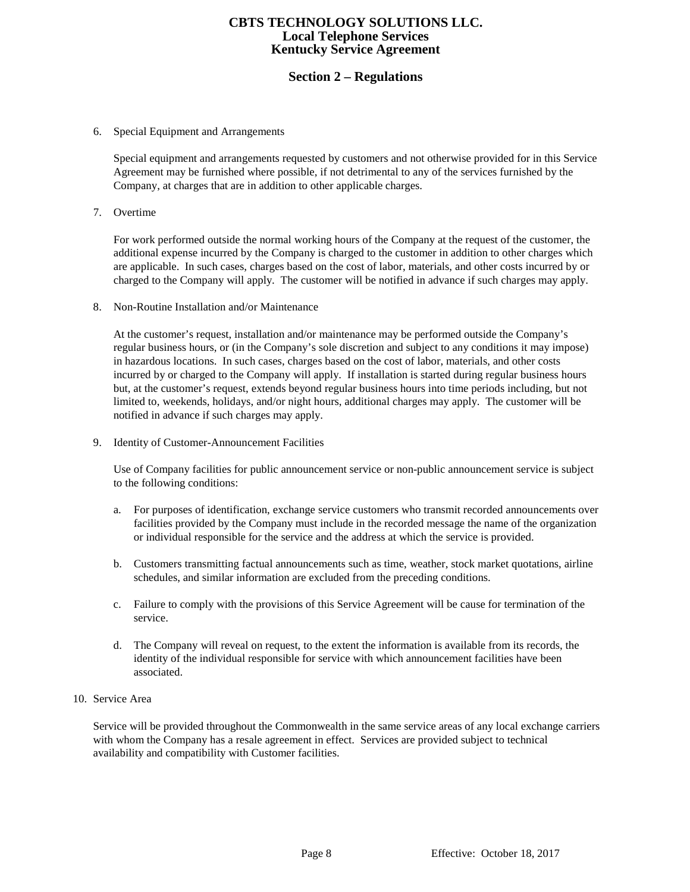6. Special Equipment and Arrangements

   Special equipment and arrangements requested by customers and not otherwise provided for in this Service Agreement may be furnished where possible, if not detrimental to any of the services furnished by the Company, at charges that are in addition to other applicable charges.

7. Overtime

   For work performed outside the normal working hours of the Company at the request of the customer, the additional expense incurred by the Company is charged to the customer in addition to other charges which are applicable. In such cases, charges based on the cost of labor, materials, and other costs incurred by or charged to the Company will apply. The customer will be notified in advance if such charges may apply.

8. Non-Routine Installation and/or Maintenance

   At the customer's request, installation and/or maintenance may be performed outside the Company's regular business hours, or (in the Company's sole discretion and subject to any conditions it may impose) in hazardous locations. In such cases, charges based on the cost of labor, materials, and other costs incurred by or charged to the Company will apply. If installation is started during regular business hours but, at the customer's request, extends beyond regular business hours into time periods including, but not limited to, weekends, holidays, and/or night hours, additional charges may apply. The customer will be notified in advance if such charges may apply.

9. Identity of Customer-Announcement Facilities

   Use of Company facilities for public announcement service or non-public announcement service is subject to the following conditions:

   a. For purposes of identification, exchange service customers who transmit recorded announcements over facilities provided by the Company must include in the recorded message the name of the organization or individual responsible for the service and the address at which the service is provided.

   b. Customers transmitting factual announcements such as time, weather, stock market quotations, airline schedules, and similar information are excluded from the preceding conditions.

   c. Failure to comply with the provisions of this Service Agreement will be cause for termination of the service.

   d. The Company will reveal on request, to the extent the information is available from its records, the identity of the individual responsible for service with which announcement facilities have been associated.

10. Service Area

    Service will be provided throughout the Commonwealth in the same service areas of any local exchange carriers with whom the Company has a resale agreement in effect. Services are provided subject to technical availability and compatibility with Customer facilities.